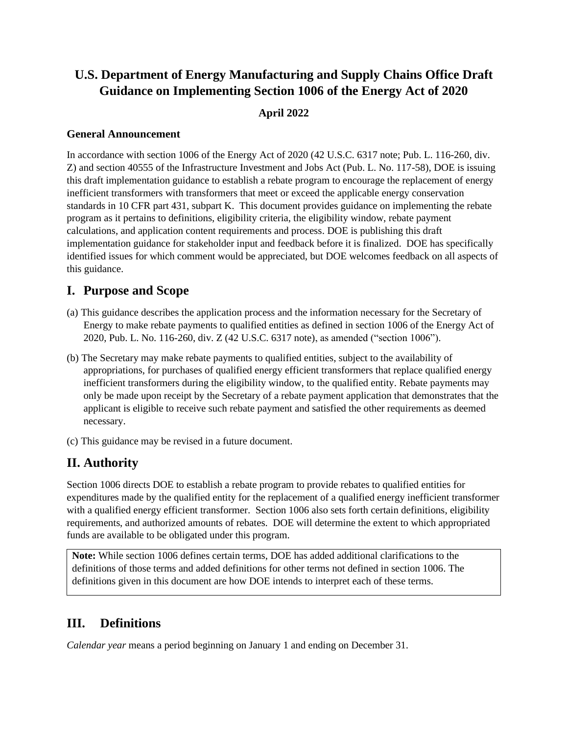# U.S. Department of Energy Manufacturing and Supply Chains Office Draft Guidance on Implementing Section 1006 of the Energy Act of 2020

**April 2022**

**General Announcement**

In accordance with section 1006 of the Energy Act of 2020 (42 U.S.C. 6317 note; Pub. L. 116-260, div. Z) and section 40555 of the Infrastructure Investment and Jobs Act (Pub. L. No. 117-58), DOE is issuing this draft implementation guidance to establish a rebate program to encourage the replacement of energy inefficient transformers with transformers that meet or exceed the applicable energy conservation standards in 10 CFR part 431, subpart K. This document provides guidance on implementing the rebate program as it pertains to definitions, eligibility criteria, the eligibility window, rebate payment calculations, and application content requirements and process. DOE is publishing this draft implementation guidance for stakeholder input and feedback before it is finalized. DOE has specifically identified issues for which comment would be appreciated, but DOE welcomes feedback on all aspects of this guidance.

## I. Purpose and Scope

(a) This guidance describes the application process and the information necessary for the Secretary of Energy to make rebate payments to qualified entities as defined in section 1006 of the Energy Act of 2020, Pub. L. No. 116-260, div. Z (42 U.S.C. 6317 note), as amended ("section 1006").

(b) The Secretary may make rebate payments to qualified entities, subject to the availability of appropriations, for purchases of qualified energy efficient transformers that replace qualified energy inefficient transformers during the eligibility window, to the qualified entity. Rebate payments may only be made upon receipt by the Secretary of a rebate payment application that demonstrates that the applicant is eligible to receive such rebate payment and satisfied the other requirements as deemed necessary.

(c) This guidance may be revised in a future document.

## II. Authority

Section 1006 directs DOE to establish a rebate program to provide rebates to qualified entities for expenditures made by the qualified entity for the replacement of a qualified energy inefficient transformer with a qualified energy efficient transformer. Section 1006 also sets forth certain definitions, eligibility requirements, and authorized amounts of rebates. DOE will determine the extent to which appropriated funds are available to be obligated under this program.

**Note:** While section 1006 defines certain terms, DOE has added additional clarifications to the definitions of those terms and added definitions for other terms not defined in section 1006. The definitions given in this document are how DOE intends to interpret each of these terms.

## III. Definitions

*Calendar year* means a period beginning on January 1 and ending on December 31.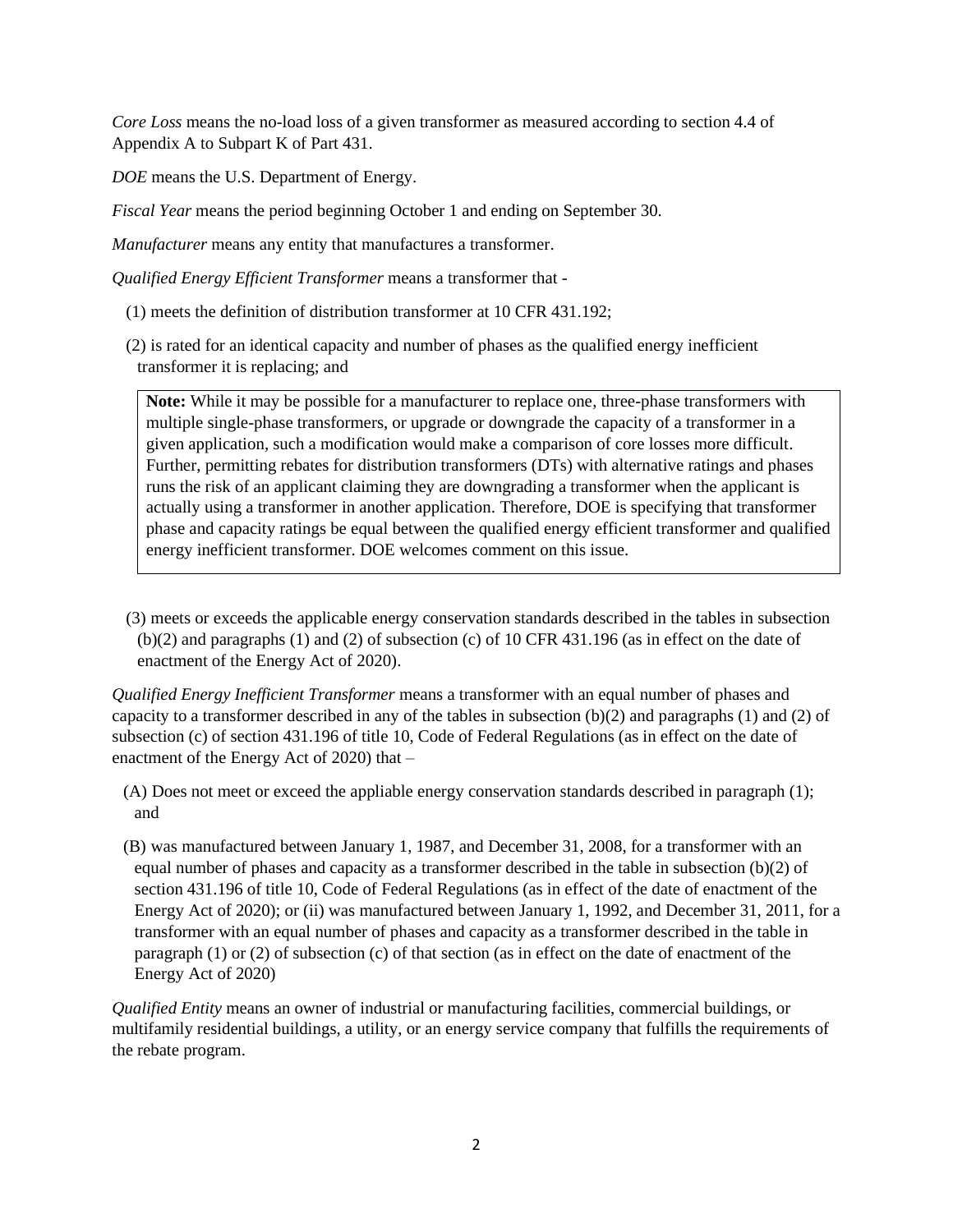*Core Loss* means the no-load loss of a given transformer as measured according to section 4.4 of Appendix A to Subpart K of Part 431.

*DOE* means the U.S. Department of Energy.

*Fiscal Year* means the period beginning October 1 and ending on September 30.

*Manufacturer* means any entity that manufactures a transformer.

*Qualified Energy Efficient Transformer* means a transformer that -

(1) meets the definition of distribution transformer at 10 CFR 431.192;

(2) is rated for an identical capacity and number of phases as the qualified energy inefficient transformer it is replacing; and

> **Note:** While it may be possible for a manufacturer to replace one, three-phase transformers with multiple single-phase transformers, or upgrade or downgrade the capacity of a transformer in a given application, such a modification would make a comparison of core losses more difficult. Further, permitting rebates for distribution transformers (DTs) with alternative ratings and phases runs the risk of an applicant claiming they are downgrading a transformer when the applicant is actually using a transformer in another application. Therefore, DOE is specifying that transformer phase and capacity ratings be equal between the qualified energy efficient transformer and qualified energy inefficient transformer. DOE welcomes comment on this issue.

(3) meets or exceeds the applicable energy conservation standards described in the tables in subsection (b)(2) and paragraphs (1) and (2) of subsection (c) of 10 CFR 431.196 (as in effect on the date of enactment of the Energy Act of 2020).

*Qualified Energy Inefficient Transformer* means a transformer with an equal number of phases and capacity to a transformer described in any of the tables in subsection (b)(2) and paragraphs (1) and (2) of subsection (c) of section 431.196 of title 10, Code of Federal Regulations (as in effect on the date of enactment of the Energy Act of 2020) that –

(A) Does not meet or exceed the appliable energy conservation standards described in paragraph (1); and

(B) was manufactured between January 1, 1987, and December 31, 2008, for a transformer with an equal number of phases and capacity as a transformer described in the table in subsection (b)(2) of section 431.196 of title 10, Code of Federal Regulations (as in effect of the date of enactment of the Energy Act of 2020); or (ii) was manufactured between January 1, 1992, and December 31, 2011, for a transformer with an equal number of phases and capacity as a transformer described in the table in paragraph (1) or (2) of subsection (c) of that section (as in effect on the date of enactment of the Energy Act of 2020)

*Qualified Entity* means an owner of industrial or manufacturing facilities, commercial buildings, or multifamily residential buildings, a utility, or an energy service company that fulfills the requirements of the rebate program.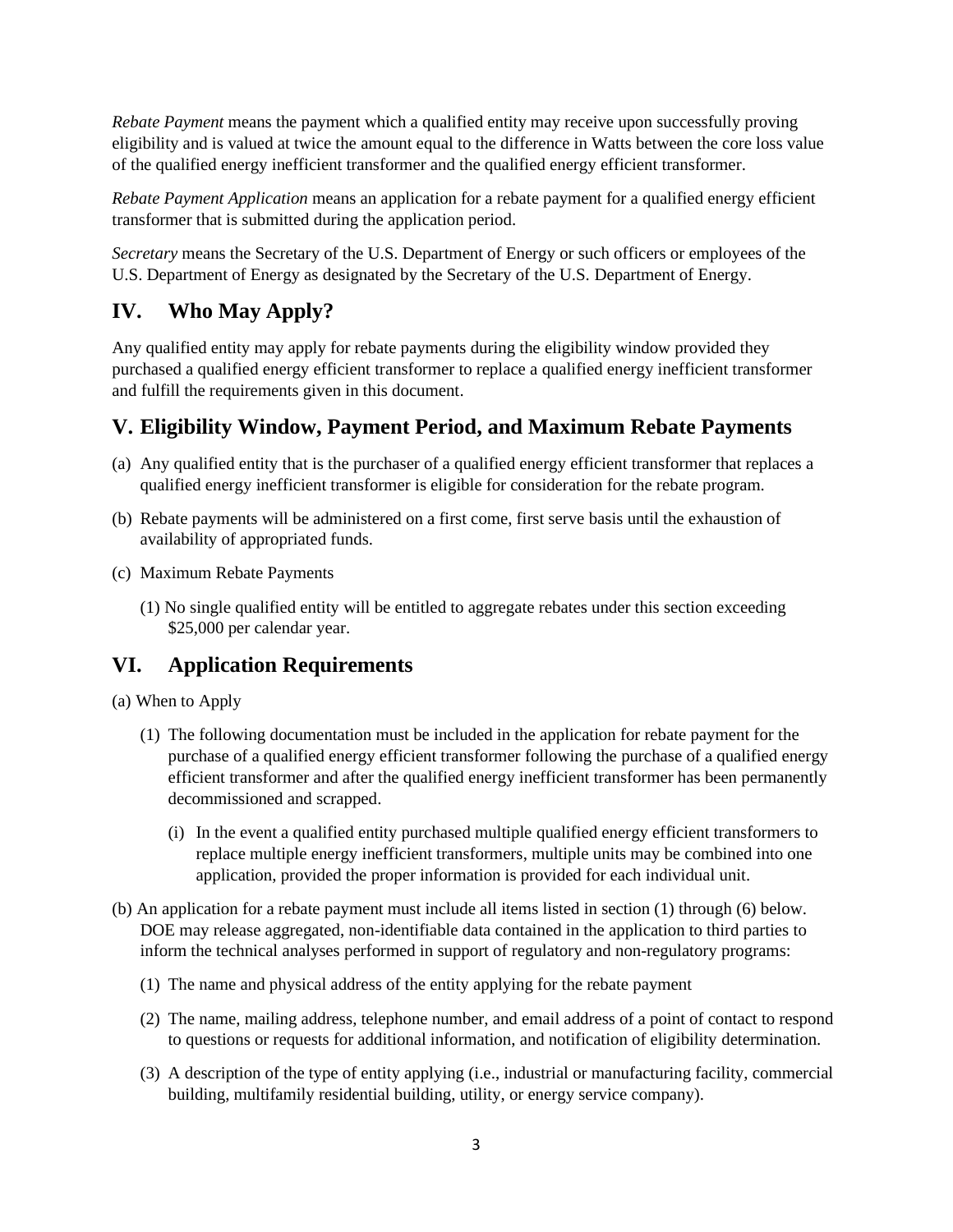*Rebate Payment* means the payment which a qualified entity may receive upon successfully proving eligibility and is valued at twice the amount equal to the difference in Watts between the core loss value of the qualified energy inefficient transformer and the qualified energy efficient transformer.

*Rebate Payment Application* means an application for a rebate payment for a qualified energy efficient transformer that is submitted during the application period.

*Secretary* means the Secretary of the U.S. Department of Energy or such officers or employees of the U.S. Department of Energy as designated by the Secretary of the U.S. Department of Energy.

## IV. Who May Apply?

Any qualified entity may apply for rebate payments during the eligibility window provided they purchased a qualified energy efficient transformer to replace a qualified energy inefficient transformer and fulfill the requirements given in this document.

## V. Eligibility Window, Payment Period, and Maximum Rebate Payments

(a) Any qualified entity that is the purchaser of a qualified energy efficient transformer that replaces a qualified energy inefficient transformer is eligible for consideration for the rebate program.

(b) Rebate payments will be administered on a first come, first serve basis until the exhaustion of availability of appropriated funds.

(c) Maximum Rebate Payments

(1) No single qualified entity will be entitled to aggregate rebates under this section exceeding $25,000 per calendar year.

## VI. Application Requirements

(a) When to Apply

(1) The following documentation must be included in the application for rebate payment for the purchase of a qualified energy efficient transformer following the purchase of a qualified energy efficient transformer and after the qualified energy inefficient transformer has been permanently decommissioned and scrapped.

(i) In the event a qualified entity purchased multiple qualified energy efficient transformers to replace multiple energy inefficient transformers, multiple units may be combined into one application, provided the proper information is provided for each individual unit.

(b) An application for a rebate payment must include all items listed in section (1) through (6) below. DOE may release aggregated, non-identifiable data contained in the application to third parties to inform the technical analyses performed in support of regulatory and non-regulatory programs:

(1) The name and physical address of the entity applying for the rebate payment

(2) The name, mailing address, telephone number, and email address of a point of contact to respond to questions or requests for additional information, and notification of eligibility determination.

(3) A description of the type of entity applying (i.e., industrial or manufacturing facility, commercial building, multifamily residential building, utility, or energy service company).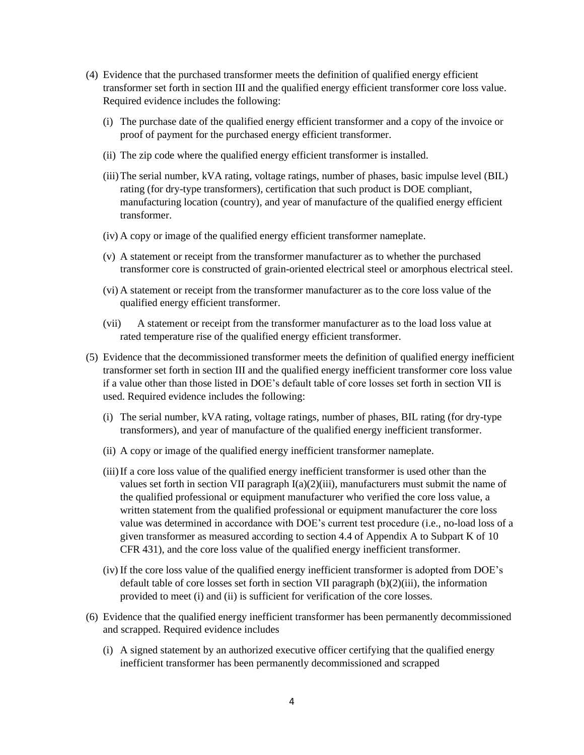(4) Evidence that the purchased transformer meets the definition of qualified energy efficient transformer set forth in section III and the qualified energy efficient transformer core loss value. Required evidence includes the following:

   (i) The purchase date of the qualified energy efficient transformer and a copy of the invoice or proof of payment for the purchased energy efficient transformer.

   (ii) The zip code where the qualified energy efficient transformer is installed.

   (iii) The serial number, kVA rating, voltage ratings, number of phases, basic impulse level (BIL) rating (for dry-type transformers), certification that such product is DOE compliant, manufacturing location (country), and year of manufacture of the qualified energy efficient transformer.

   (iv) A copy or image of the qualified energy efficient transformer nameplate.

   (v) A statement or receipt from the transformer manufacturer as to whether the purchased transformer core is constructed of grain-oriented electrical steel or amorphous electrical steel.

   (vi) A statement or receipt from the transformer manufacturer as to the core loss value of the qualified energy efficient transformer.

   (vii) A statement or receipt from the transformer manufacturer as to the load loss value at rated temperature rise of the qualified energy efficient transformer.

(5) Evidence that the decommissioned transformer meets the definition of qualified energy inefficient transformer set forth in section III and the qualified energy inefficient transformer core loss value if a value other than those listed in DOE's default table of core losses set forth in section VII is used. Required evidence includes the following:

   (i) The serial number, kVA rating, voltage ratings, number of phases, BIL rating (for dry-type transformers), and year of manufacture of the qualified energy inefficient transformer.

   (ii) A copy or image of the qualified energy inefficient transformer nameplate.

   (iii) If a core loss value of the qualified energy inefficient transformer is used other than the values set forth in section VII paragraph I(a)(2)(iii), manufacturers must submit the name of the qualified professional or equipment manufacturer who verified the core loss value, a written statement from the qualified professional or equipment manufacturer the core loss value was determined in accordance with DOE's current test procedure (i.e., no-load loss of a given transformer as measured according to section 4.4 of Appendix A to Subpart K of 10 CFR 431), and the core loss value of the qualified energy inefficient transformer.

   (iv) If the core loss value of the qualified energy inefficient transformer is adopted from DOE's default table of core losses set forth in section VII paragraph (b)(2)(iii), the information provided to meet (i) and (ii) is sufficient for verification of the core losses.

(6) Evidence that the qualified energy inefficient transformer has been permanently decommissioned and scrapped. Required evidence includes

   (i) A signed statement by an authorized executive officer certifying that the qualified energy inefficient transformer has been permanently decommissioned and scrapped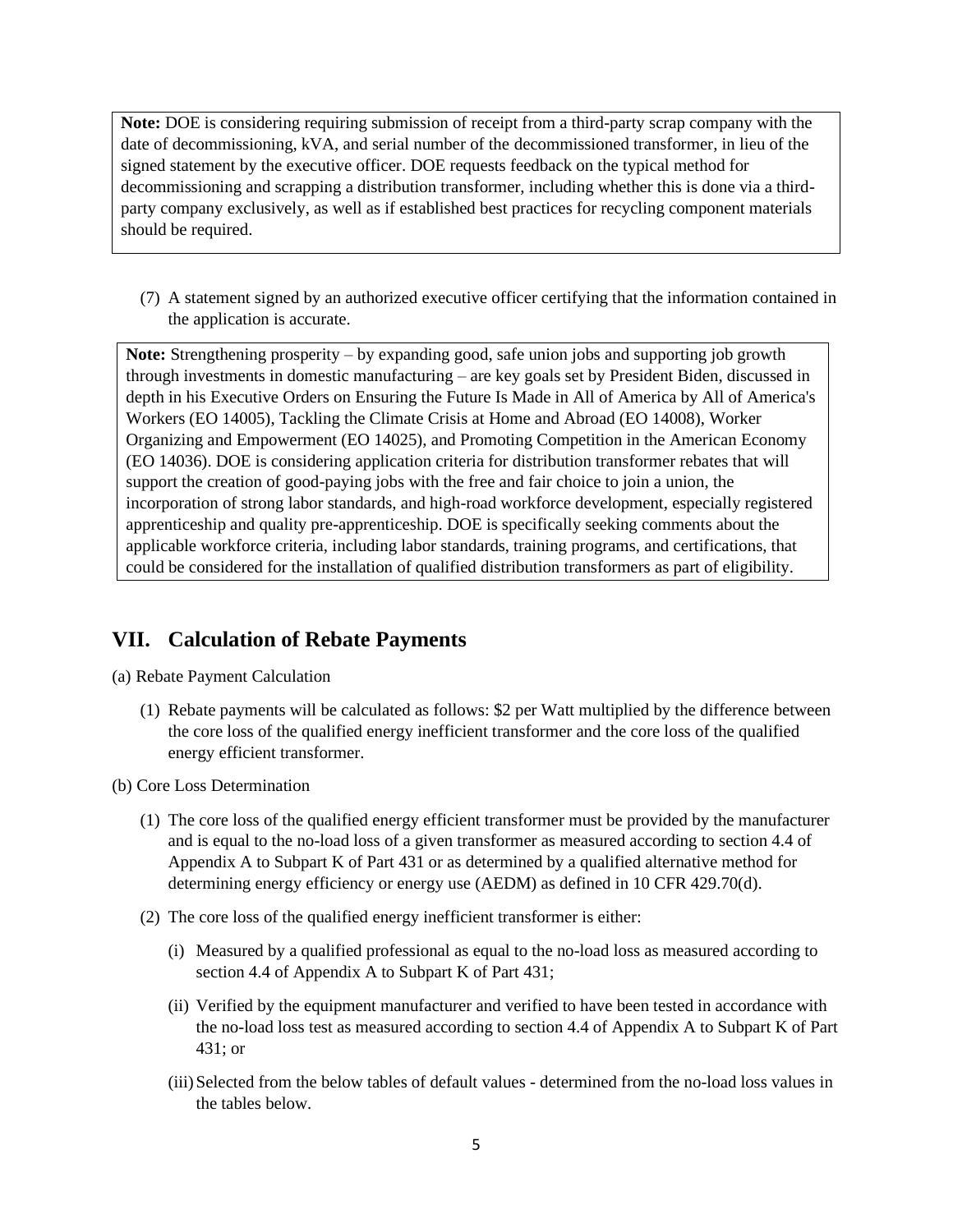**Note:** DOE is considering requiring submission of receipt from a third-party scrap company with the date of decommissioning, kVA, and serial number of the decommissioned transformer, in lieu of the signed statement by the executive officer. DOE requests feedback on the typical method for decommissioning and scrapping a distribution transformer, including whether this is done via a third-party company exclusively, as well as if established best practices for recycling component materials should be required.

(7) A statement signed by an authorized executive officer certifying that the information contained in the application is accurate.

**Note:** Strengthening prosperity – by expanding good, safe union jobs and supporting job growth through investments in domestic manufacturing – are key goals set by President Biden, discussed in depth in his Executive Orders on Ensuring the Future Is Made in All of America by All of America's Workers (EO 14005), Tackling the Climate Crisis at Home and Abroad (EO 14008), Worker Organizing and Empowerment (EO 14025), and Promoting Competition in the American Economy (EO 14036). DOE is considering application criteria for distribution transformer rebates that will support the creation of good-paying jobs with the free and fair choice to join a union, the incorporation of strong labor standards, and high-road workforce development, especially registered apprenticeship and quality pre-apprenticeship. DOE is specifically seeking comments about the applicable workforce criteria, including labor standards, training programs, and certifications, that could be considered for the installation of qualified distribution transformers as part of eligibility.

## VII. Calculation of Rebate Payments

(a) Rebate Payment Calculation

(1) Rebate payments will be calculated as follows: $2 per Watt multiplied by the difference between the core loss of the qualified energy inefficient transformer and the core loss of the qualified energy efficient transformer.

(b) Core Loss Determination

(1) The core loss of the qualified energy efficient transformer must be provided by the manufacturer and is equal to the no-load loss of a given transformer as measured according to section 4.4 of Appendix A to Subpart K of Part 431 or as determined by a qualified alternative method for determining energy efficiency or energy use (AEDM) as defined in 10 CFR 429.70(d).

(2) The core loss of the qualified energy inefficient transformer is either:

(i) Measured by a qualified professional as equal to the no-load loss as measured according to section 4.4 of Appendix A to Subpart K of Part 431;

(ii) Verified by the equipment manufacturer and verified to have been tested in accordance with the no-load loss test as measured according to section 4.4 of Appendix A to Subpart K of Part 431; or

(iii) Selected from the below tables of default values - determined from the no-load loss values in the tables below.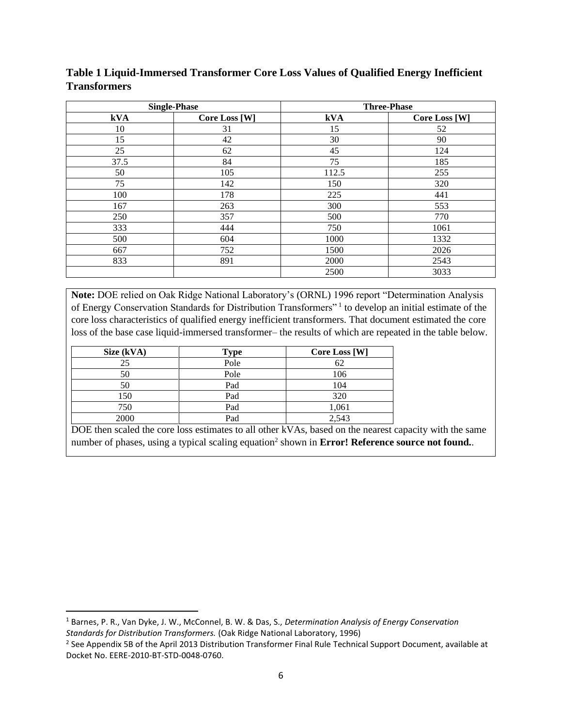**Table 1 Liquid-Immersed Transformer Core Loss Values of Qualified Energy Inefficient Transformers**

| Single-Phase | | Three-Phase | |
|---|---|---|---|
| **kVA** | **Core Loss [W]** | **kVA** | **Core Loss [W]** |
| 10 | 31 | 15 | 52 |
| 15 | 42 | 30 | 90 |
| 25 | 62 | 45 | 124 |
| 37.5 | 84 | 75 | 185 |
| 50 | 105 | 112.5 | 255 |
| 75 | 142 | 150 | 320 |
| 100 | 178 | 225 | 441 |
| 167 | 263 | 300 | 553 |
| 250 | 357 | 500 | 770 |
| 333 | 444 | 750 | 1061 |
| 500 | 604 | 1000 | 1332 |
| 667 | 752 | 1500 | 2026 |
| 833 | 891 | 2000 | 2543 |
| | | 2500 | 3033 |

**Note:** DOE relied on Oak Ridge National Laboratory's (ORNL) 1996 report "Determination Analysis of Energy Conservation Standards for Distribution Transformers"[1] to develop an initial estimate of the core loss characteristics of qualified energy inefficient transformers. That document estimated the core loss of the base case liquid-immersed transformer– the results of which are repeated in the table below.

| Size (kVA) | Type | Core Loss [W] |
|---|---|---|
| 25 | Pole | 62 |
| 50 | Pole | 106 |
| 50 | Pad | 104 |
| 150 | Pad | 320 |
| 750 | Pad | 1,061 |
| 2000 | Pad | 2,543 |

DOE then scaled the core loss estimates to all other kVAs, based on the nearest capacity with the same number of phases, using a typical scaling equation[2] shown in **Error! Reference source not found.**.

---

[1] Barnes, P. R., Van Dyke, J. W., McConnel, B. W. & Das, S., *Determination Analysis of Energy Conservation Standards for Distribution Transformers.* (Oak Ridge National Laboratory, 1996)

[2] See Appendix 5B of the April 2013 Distribution Transformer Final Rule Technical Support Document, available at Docket No. EERE-2010-BT-STD-0048-0760.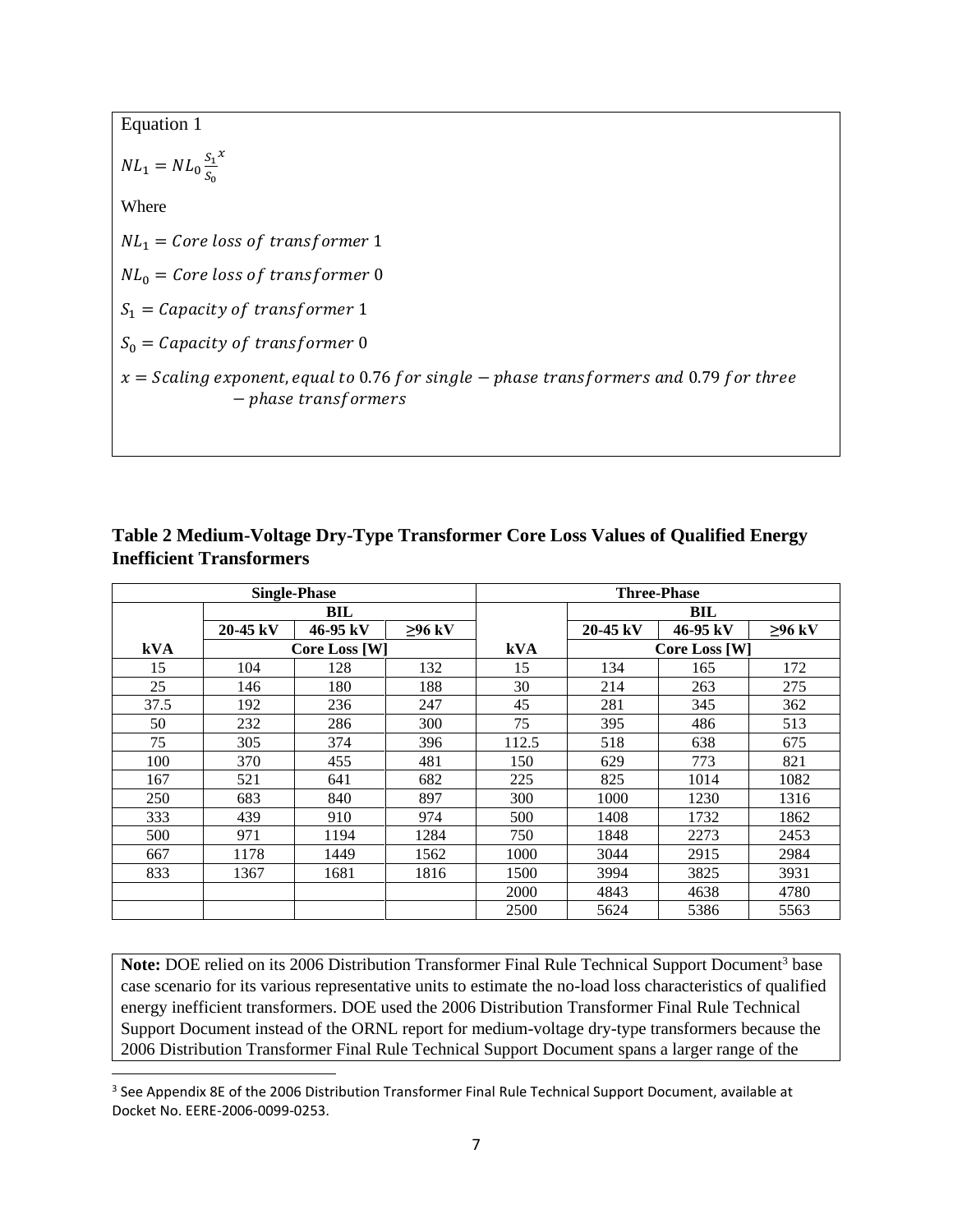Equation 1

$$NL_1 = NL_0 \frac{S_1}{S_0}^x$$

Where

$NL_1 = Core\ loss\ of\ transformer\ 1$

$NL_0 = Core\ loss\ of\ transformer\ 0$

$S_1 = Capacity\ of\ transformer\ 1$

$S_0 = Capacity\ of\ transformer\ 0$

$x = Scaling\ exponent, equal\ to\ 0.76\ for\ single-phase\ transformers\ and\ 0.79\ for\ three-phase\ transformers$

**Table 2 Medium-Voltage Dry-Type Transformer Core Loss Values of Qualified Energy Inefficient Transformers**

| Single-Phase | | | | Three-Phase | | | |
|---|---|---|---|---|---|---|---|
| | BIL | | | | BIL | | |
| | 20-45 kV | 46-95 kV | ≥96 kV | | 20-45 kV | 46-95 kV | ≥96 kV |
| kVA | Core Loss [W] | | | kVA | Core Loss [W] | | |
| 15 | 104 | 128 | 132 | 15 | 134 | 165 | 172 |
| 25 | 146 | 180 | 188 | 30 | 214 | 263 | 275 |
| 37.5 | 192 | 236 | 247 | 45 | 281 | 345 | 362 |
| 50 | 232 | 286 | 300 | 75 | 395 | 486 | 513 |
| 75 | 305 | 374 | 396 | 112.5 | 518 | 638 | 675 |
| 100 | 370 | 455 | 481 | 150 | 629 | 773 | 821 |
| 167 | 521 | 641 | 682 | 225 | 825 | 1014 | 1082 |
| 250 | 683 | 840 | 897 | 300 | 1000 | 1230 | 1316 |
| 333 | 439 | 910 | 974 | 500 | 1408 | 1732 | 1862 |
| 500 | 971 | 1194 | 1284 | 750 | 1848 | 2273 | 2453 |
| 667 | 1178 | 1449 | 1562 | 1000 | 3044 | 2915 | 2984 |
| 833 | 1367 | 1681 | 1816 | 1500 | 3994 | 3825 | 3931 |
| | | | | 2000 | 4843 | 4638 | 4780 |
| | | | | 2500 | 5624 | 5386 | 5563 |

**Note:** DOE relied on its 2006 Distribution Transformer Final Rule Technical Support Document[3] base case scenario for its various representative units to estimate the no-load loss characteristics of qualified energy inefficient transformers. DOE used the 2006 Distribution Transformer Final Rule Technical Support Document instead of the ORNL report for medium-voltage dry-type transformers because the 2006 Distribution Transformer Final Rule Technical Support Document spans a larger range of the

[3] See Appendix 8E of the 2006 Distribution Transformer Final Rule Technical Support Document, available at Docket No. EERE-2006-0099-0253.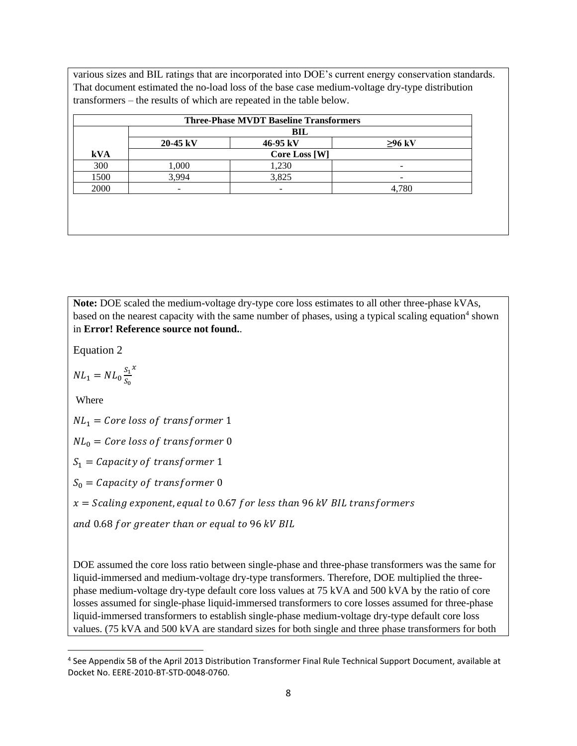various sizes and BIL ratings that are incorporated into DOE's current energy conservation standards. That document estimated the no-load loss of the base case medium-voltage dry-type distribution transformers – the results of which are repeated in the table below.

| Three-Phase MVDT Baseline Transformers | | | |
|---|---|---|---|
| | BIL | | |
| | 20-45 kV | 46-95 kV | ≥96 kV |
| kVA | Core Loss [W] | | |
| 300 | 1,000 | 1,230 | - |
| 1500 | 3,994 | 3,825 | - |
| 2000 | - | - | 4,780 |

**Note:** DOE scaled the medium-voltage dry-type core loss estimates to all other three-phase kVAs, based on the nearest capacity with the same number of phases, using a typical scaling equation[4] shown in **Error! Reference source not found.**.

Equation 2

$$NL_1 = NL_0 \frac{S_1}{S_0}^x$$

Where

$NL_1 = Core\ loss\ of\ transformer\ 1$

$NL_0 = Core\ loss\ of\ transformer\ 0$

$S_1 = Capacity\ of\ transformer\ 1$

$S_0 = Capacity\ of\ transformer\ 0$

$x = Scaling\ exponent, equal\ to\ 0.67\ for\ less\ than\ 96\ kV\ BIL\ transformers$

$and\ 0.68\ for\ greater\ than\ or\ equal\ to\ 96\ kV\ BIL$

DOE assumed the core loss ratio between single-phase and three-phase transformers was the same for liquid-immersed and medium-voltage dry-type transformers. Therefore, DOE multiplied the three-phase medium-voltage dry-type default core loss values at 75 kVA and 500 kVA by the ratio of core losses assumed for single-phase liquid-immersed transformers to core losses assumed for three-phase liquid-immersed transformers to establish single-phase medium-voltage dry-type default core loss values. (75 kVA and 500 kVA are standard sizes for both single and three phase transformers for both

[4] See Appendix 5B of the April 2013 Distribution Transformer Final Rule Technical Support Document, available at Docket No. EERE-2010-BT-STD-0048-0760.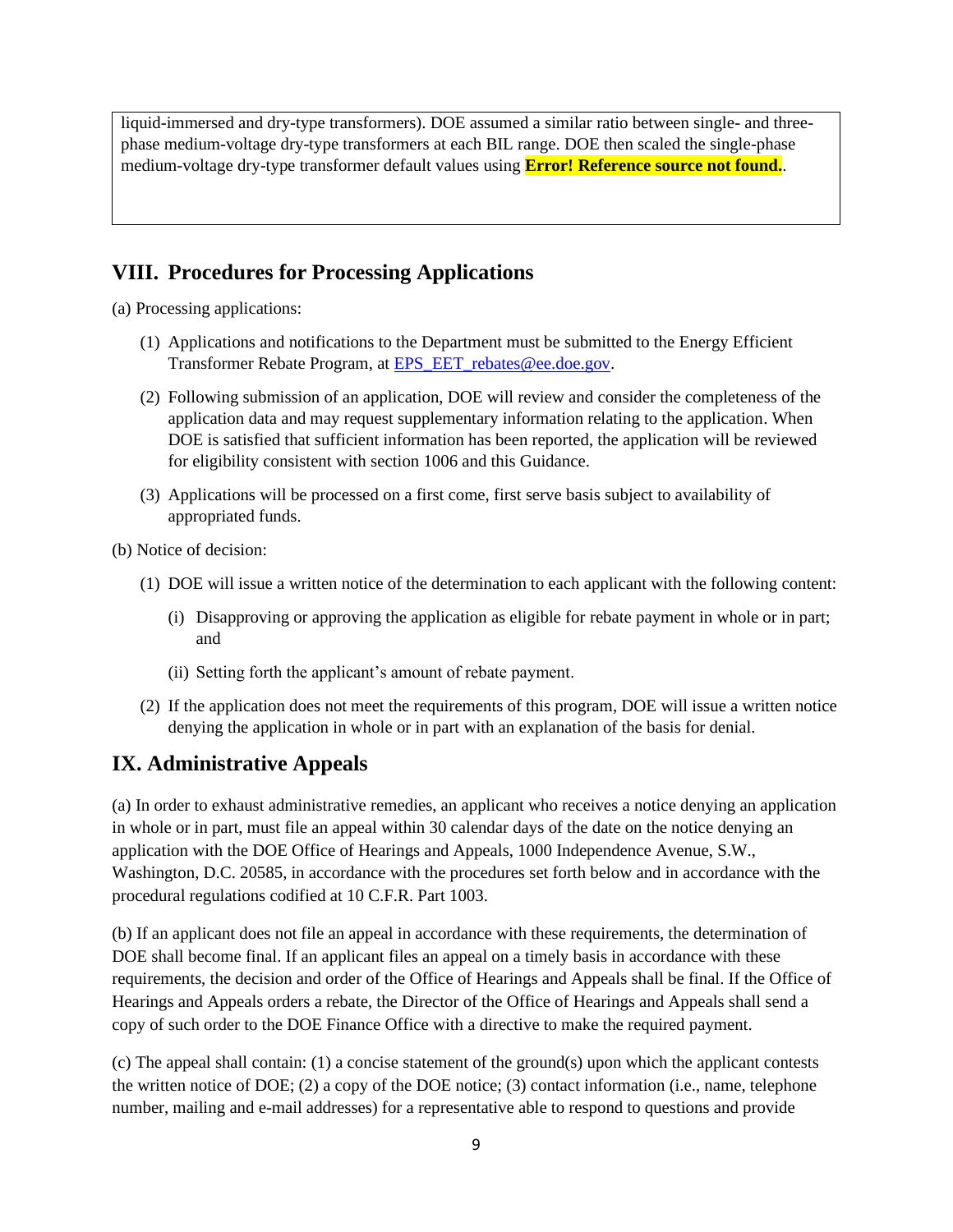liquid-immersed and dry-type transformers). DOE assumed a similar ratio between single- and three-phase medium-voltage dry-type transformers at each BIL range. DOE then scaled the single-phase medium-voltage dry-type transformer default values using **Error! Reference source not found.**.

## VIII. Procedures for Processing Applications

(a) Processing applications:

(1) Applications and notifications to the Department must be submitted to the Energy Efficient Transformer Rebate Program, at EPS_EET_rebates@ee.doe.gov.

(2) Following submission of an application, DOE will review and consider the completeness of the application data and may request supplementary information relating to the application. When DOE is satisfied that sufficient information has been reported, the application will be reviewed for eligibility consistent with section 1006 and this Guidance.

(3) Applications will be processed on a first come, first serve basis subject to availability of appropriated funds.

(b) Notice of decision:

(1) DOE will issue a written notice of the determination to each applicant with the following content:

(i) Disapproving or approving the application as eligible for rebate payment in whole or in part; and

(ii) Setting forth the applicant's amount of rebate payment.

(2) If the application does not meet the requirements of this program, DOE will issue a written notice denying the application in whole or in part with an explanation of the basis for denial.

## IX. Administrative Appeals

(a) In order to exhaust administrative remedies, an applicant who receives a notice denying an application in whole or in part, must file an appeal within 30 calendar days of the date on the notice denying an application with the DOE Office of Hearings and Appeals, 1000 Independence Avenue, S.W., Washington, D.C. 20585, in accordance with the procedures set forth below and in accordance with the procedural regulations codified at 10 C.F.R. Part 1003.

(b) If an applicant does not file an appeal in accordance with these requirements, the determination of DOE shall become final. If an applicant files an appeal on a timely basis in accordance with these requirements, the decision and order of the Office of Hearings and Appeals shall be final. If the Office of Hearings and Appeals orders a rebate, the Director of the Office of Hearings and Appeals shall send a copy of such order to the DOE Finance Office with a directive to make the required payment.

(c) The appeal shall contain: (1) a concise statement of the ground(s) upon which the applicant contests the written notice of DOE; (2) a copy of the DOE notice; (3) contact information (i.e., name, telephone number, mailing and e-mail addresses) for a representative able to respond to questions and provide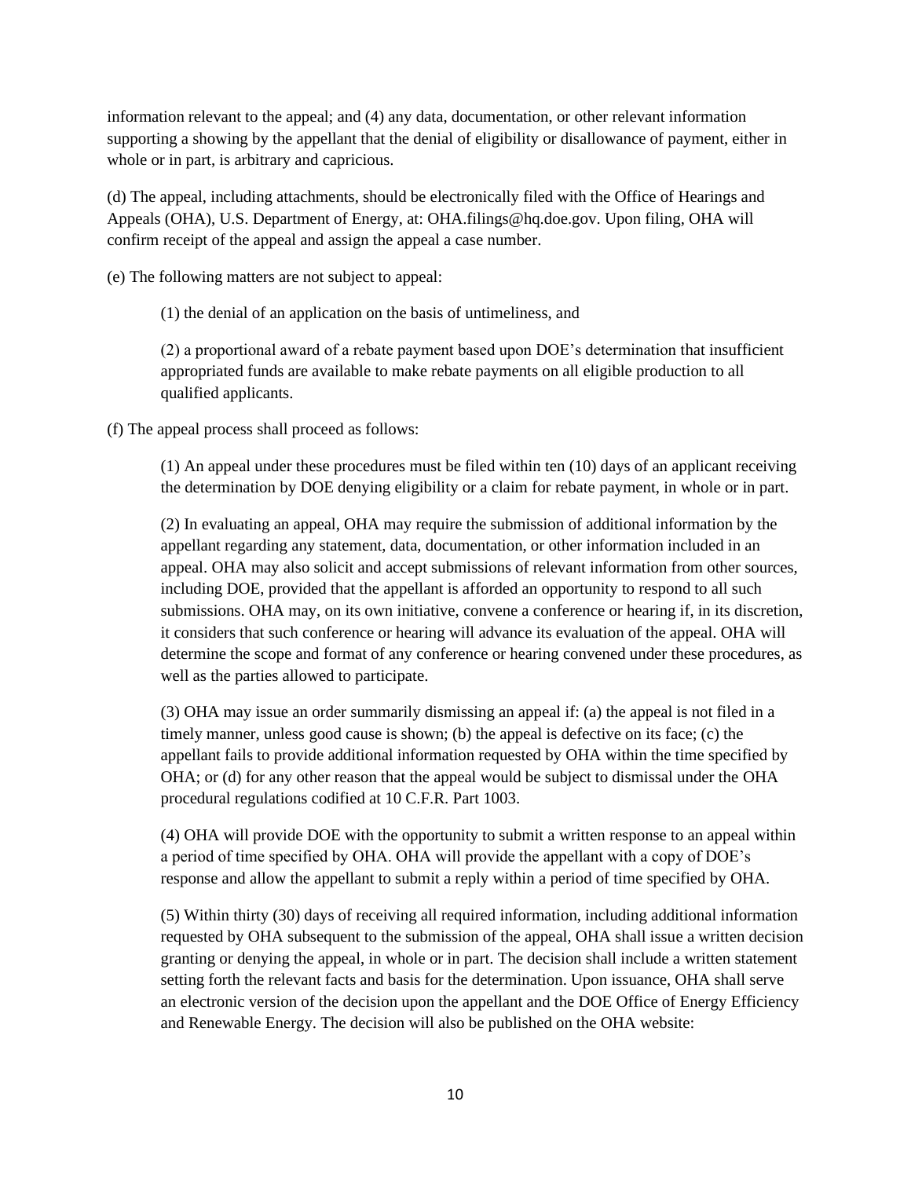information relevant to the appeal; and (4) any data, documentation, or other relevant information supporting a showing by the appellant that the denial of eligibility or disallowance of payment, either in whole or in part, is arbitrary and capricious.

(d) The appeal, including attachments, should be electronically filed with the Office of Hearings and Appeals (OHA), U.S. Department of Energy, at: OHA.filings@hq.doe.gov. Upon filing, OHA will confirm receipt of the appeal and assign the appeal a case number.

(e) The following matters are not subject to appeal:

> (1) the denial of an application on the basis of untimeliness, and
>
> (2) a proportional award of a rebate payment based upon DOE's determination that insufficient appropriated funds are available to make rebate payments on all eligible production to all qualified applicants.

(f) The appeal process shall proceed as follows:

> (1) An appeal under these procedures must be filed within ten (10) days of an applicant receiving the determination by DOE denying eligibility or a claim for rebate payment, in whole or in part.
>
> (2) In evaluating an appeal, OHA may require the submission of additional information by the appellant regarding any statement, data, documentation, or other information included in an appeal. OHA may also solicit and accept submissions of relevant information from other sources, including DOE, provided that the appellant is afforded an opportunity to respond to all such submissions. OHA may, on its own initiative, convene a conference or hearing if, in its discretion, it considers that such conference or hearing will advance its evaluation of the appeal. OHA will determine the scope and format of any conference or hearing convened under these procedures, as well as the parties allowed to participate.
>
> (3) OHA may issue an order summarily dismissing an appeal if: (a) the appeal is not filed in a timely manner, unless good cause is shown; (b) the appeal is defective on its face; (c) the appellant fails to provide additional information requested by OHA within the time specified by OHA; or (d) for any other reason that the appeal would be subject to dismissal under the OHA procedural regulations codified at 10 C.F.R. Part 1003.
>
> (4) OHA will provide DOE with the opportunity to submit a written response to an appeal within a period of time specified by OHA. OHA will provide the appellant with a copy of DOE's response and allow the appellant to submit a reply within a period of time specified by OHA.
>
> (5) Within thirty (30) days of receiving all required information, including additional information requested by OHA subsequent to the submission of the appeal, OHA shall issue a written decision granting or denying the appeal, in whole or in part. The decision shall include a written statement setting forth the relevant facts and basis for the determination. Upon issuance, OHA shall serve an electronic version of the decision upon the appellant and the DOE Office of Energy Efficiency and Renewable Energy. The decision will also be published on the OHA website: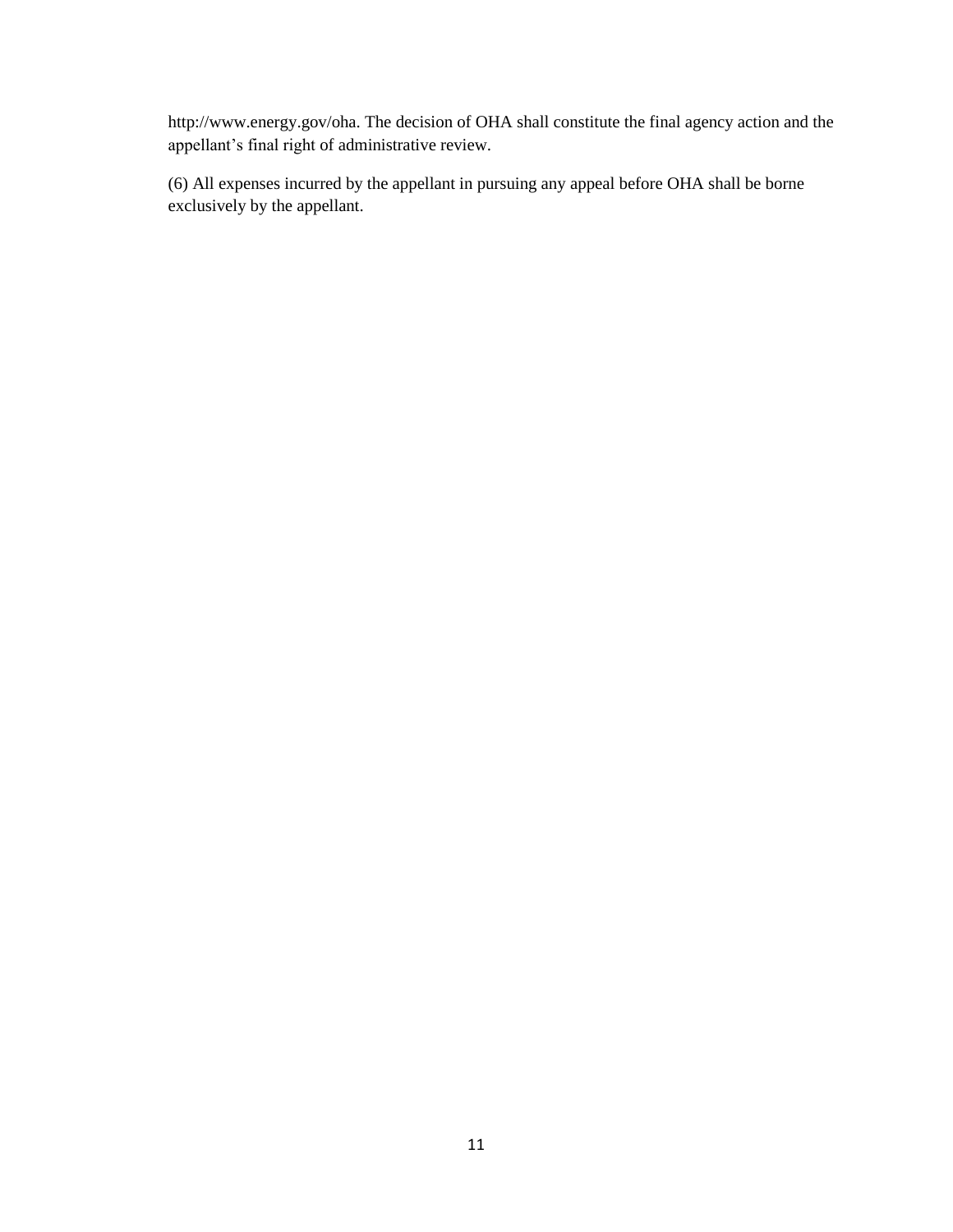http://www.energy.gov/oha. The decision of OHA shall constitute the final agency action and the appellant's final right of administrative review.

(6) All expenses incurred by the appellant in pursuing any appeal before OHA shall be borne exclusively by the appellant.